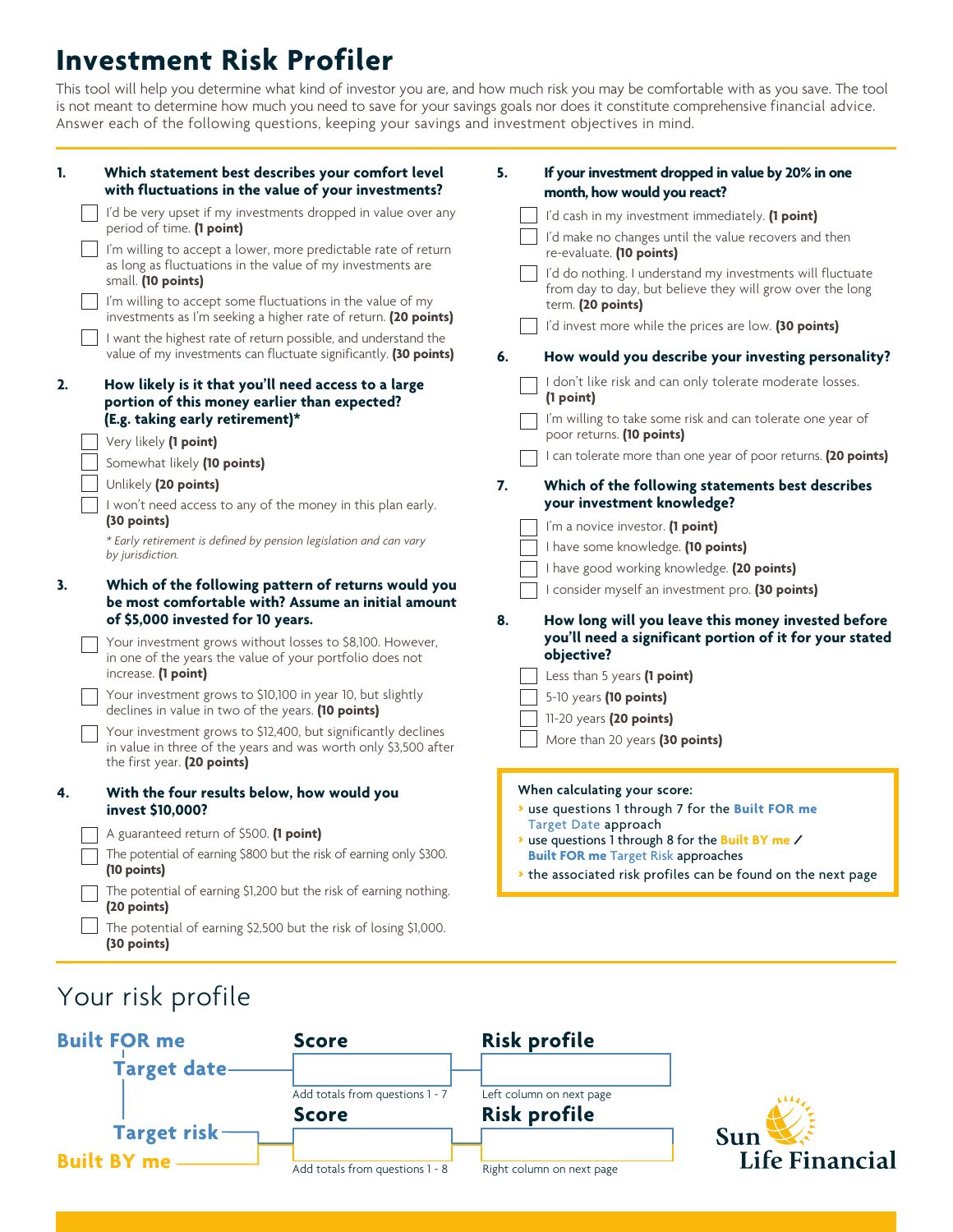# Investment Risk Profiler

This tool will help you determine what kind of investor you are, and how much risk you may be comfortable with as you save. The tool is not meant to determine how much you need to save for your savings goals nor does it constitute comprehensive financial advice. Answer each of the following questions, keeping your savings and investment objectives in mind.

**1. Which statement best describes your comfort level with fluctuations in the value of your investments?**

- ☐ I'd be very upset if my investments dropped in value over any period of time. **(1 point)**
- ☐ I'm willing to accept a lower, more predictable rate of return as long as fluctuations in the value of my investments are small. **(10 points)**
- ☐ I'm willing to accept some fluctuations in the value of my investments as I'm seeking a higher rate of return. **(20 points)**
- ☐ I want the highest rate of return possible, and understand the value of my investments can fluctuate significantly. **(30 points)**

**2. How likely is it that you'll need access to a large portion of this money earlier than expected? (E.g. taking early retirement)***

- ☐ Very likely **(1 point)**
- ☐ Somewhat likely **(10 points)**
- ☐ Unlikely **(20 points)**
- ☐ I won't need access to any of the money in this plan early. **(30 points)**

*\* Early retirement is defined by pension legislation and can vary by jurisdiction.*

**3. Which of the following pattern of returns would you be most comfortable with? Assume an initial amount of $5,000 invested for 10 years.**

- ☐ Your investment grows without losses to $8,100. However, in one of the years the value of your portfolio does not increase. **(1 point)**
- ☐ Your investment grows to $10,100 in year 10, but slightly declines in value in two of the years. **(10 points)**
- ☐ Your investment grows to $12,400, but significantly declines in value in three of the years and was worth only $3,500 after the first year. **(20 points)**

**4. With the four results below, how would you invest $10,000?**

- ☐ A guaranteed return of $500. **(1 point)**
- ☐ The potential of earning $800 but the risk of earning only $300. **(10 points)**
- ☐ The potential of earning $1,200 but the risk of earning nothing. **(20 points)**
- ☐ The potential of earning $2,500 but the risk of losing $1,000. **(30 points)**

**5. If your investment dropped in value by 20% in one month, how would you react?**

- ☐ I'd cash in my investment immediately. **(1 point)**
- ☐ I'd make no changes until the value recovers and then re-evaluate. **(10 points)**
- ☐ I'd do nothing. I understand my investments will fluctuate from day to day, but believe they will grow over the long term. **(20 points)**
- ☐ I'd invest more while the prices are low. **(30 points)**

**6. How would you describe your investing personality?**

- ☐ I don't like risk and can only tolerate moderate losses. **(1 point)**
- ☐ I'm willing to take some risk and can tolerate one year of poor returns. **(10 points)**
- ☐ I can tolerate more than one year of poor returns. **(20 points)**

**7. Which of the following statements best describes your investment knowledge?**

- ☐ I'm a novice investor. **(1 point)**
- ☐ I have some knowledge. **(10 points)**
- ☐ I have good working knowledge. **(20 points)**
- ☐ I consider myself an investment pro. **(30 points)**

**8. How long will you leave this money invested before you'll need a significant portion of it for your stated objective?**

- ☐ Less than 5 years **(1 point)**
- ☐ 5-10 years **(10 points)**
- ☐ 11-20 years **(20 points)**
- ☐ More than 20 years **(30 points)**

**When calculating your score:**

- use questions 1 through 7 for the **Built FOR me** Target Date approach
- use questions 1 through 8 for the **Built BY me** / **Built FOR me** Target Risk approaches
- the associated risk profiles can be found on the next page

## Your risk profile

| | Score | Risk profile |
|---|---|---|
| **Built FOR me** – Target date | Add totals from questions 1 - 7 | Left column on next page |
| **Built FOR me** – Target risk / **Built BY me** | Add totals from questions 1 - 8 | Right column on next page |

Sun Life Financial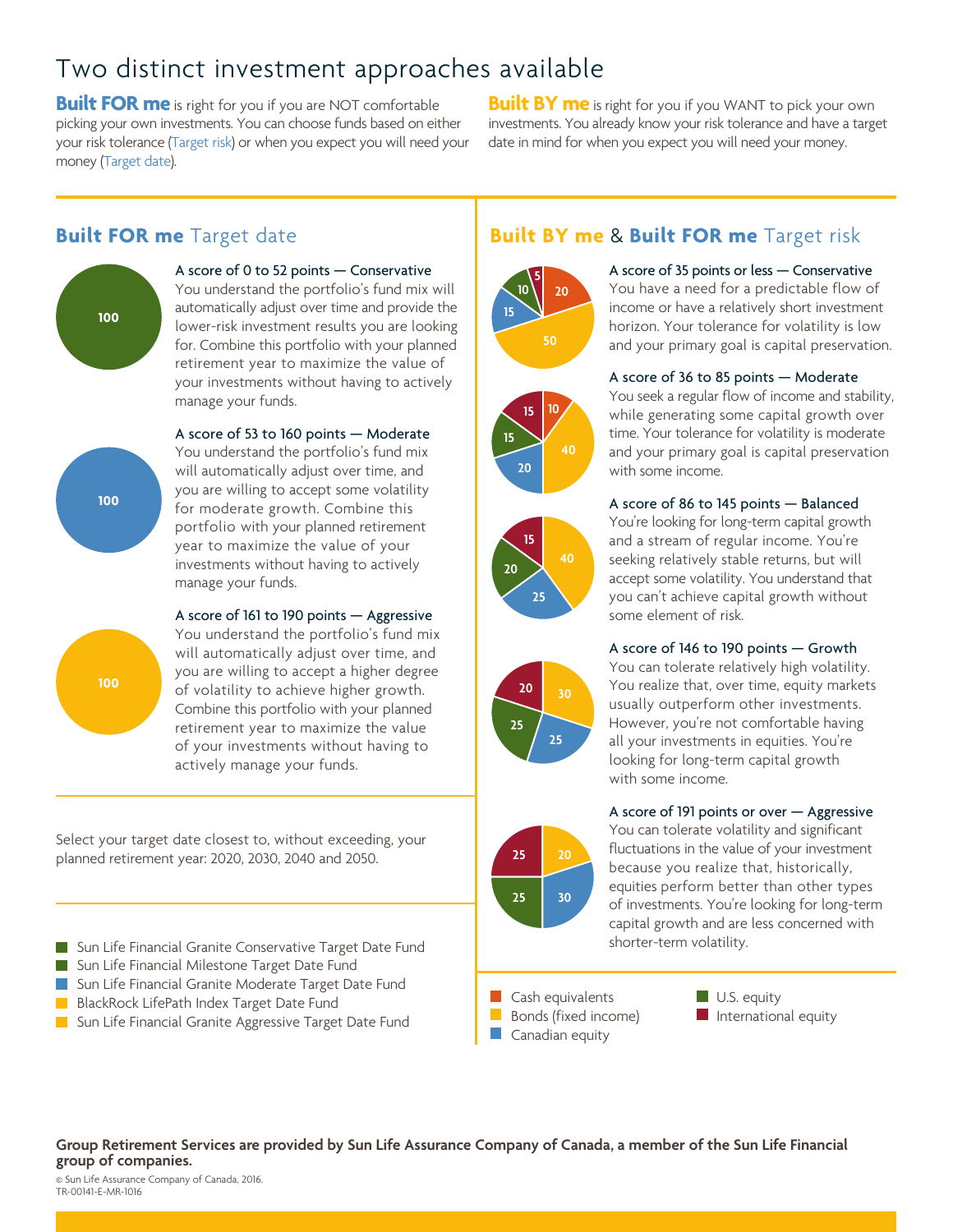# Two distinct investment approaches available

**Built FOR me** is right for you if you are NOT comfortable picking your own investments. You can choose funds based on either your risk tolerance (Target risk) or when you expect you will need your money (Target date).

**Built BY me** is right for you if you WANT to pick your own investments. You already know your risk tolerance and have a target date in mind for when you expect you will need your money.

## Built FOR me Target date

100

A score of 0 to 52 points — Conservative
You understand the portfolio's fund mix will automatically adjust over time and provide the lower-risk investment results you are looking for. Combine this portfolio with your planned retirement year to maximize the value of your investments without having to actively manage your funds.

100

A score of 53 to 160 points — Moderate
You understand the portfolio's fund mix will automatically adjust over time, and you are willing to accept some volatility for moderate growth. Combine this portfolio with your planned retirement year to maximize the value of your investments without having to actively manage your funds.

100

A score of 161 to 190 points — Aggressive
You understand the portfolio's fund mix will automatically adjust over time, and you are willing to accept a higher degree of volatility to achieve higher growth. Combine this portfolio with your planned retirement year to maximize the value of your investments without having to actively manage your funds.

Select your target date closest to, without exceeding, your planned retirement year: 2020, 2030, 2040 and 2050.

- Sun Life Financial Granite Conservative Target Date Fund
- Sun Life Financial Milestone Target Date Fund
- Sun Life Financial Granite Moderate Target Date Fund
- BlackRock LifePath Index Target Date Fund
- Sun Life Financial Granite Aggressive Target Date Fund

## Built BY me & Built FOR me Target risk

5 20 50 15 10

A score of 35 points or less — Conservative
You have a need for a predictable flow of income or have a relatively short investment horizon. Your tolerance for volatility is low and your primary goal is capital preservation.

10 40 20 15 15

A score of 36 to 85 points — Moderate
You seek a regular flow of income and stability, while generating some capital growth over time. Your tolerance for volatility is moderate and your primary goal is capital preservation with some income.

40 25 20 15

A score of 86 to 145 points — Balanced
You're looking for long-term capital growth and a stream of regular income. You're seeking relatively stable returns, but will accept some volatility. You understand that you can't achieve capital growth without some element of risk.

30 25 25 20

A score of 146 to 190 points — Growth
You can tolerate relatively high volatility. You realize that, over time, equity markets usually outperform other investments. However, you're not comfortable having all your investments in equities. You're looking for long-term capital growth with some income.

20 30 25 25

A score of 191 points or over — Aggressive
You can tolerate volatility and significant fluctuations in the value of your investment because you realize that, historically, equities perform better than other types of investments. You're looking for long-term capital growth and are less concerned with shorter-term volatility.

- Cash equivalents
- Bonds (fixed income)
- Canadian equity
- U.S. equity
- International equity

**Group Retirement Services are provided by Sun Life Assurance Company of Canada, a member of the Sun Life Financial group of companies.**

© Sun Life Assurance Company of Canada, 2016.
TR-00141-E-MR-1016